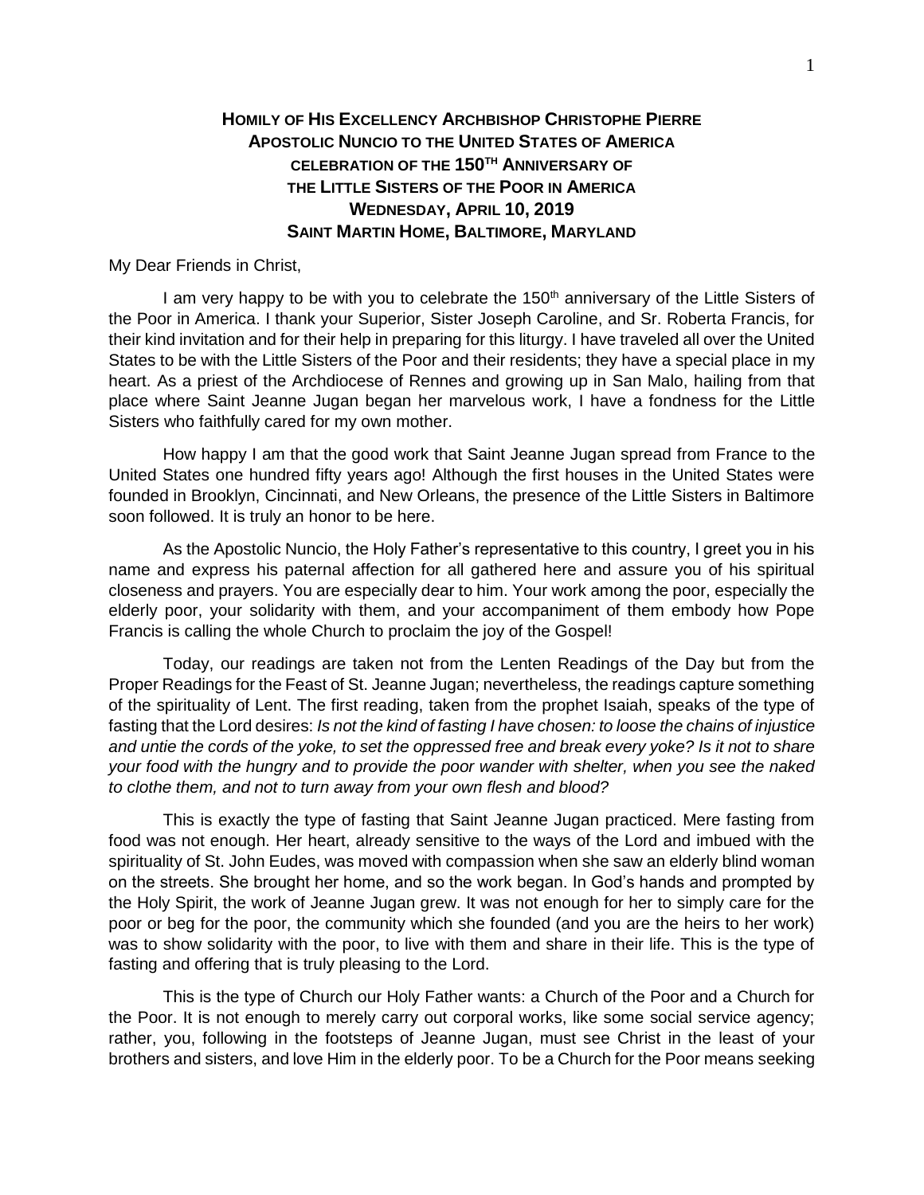# Homily of His Excellency Archbishop Christophe Pierre
## Apostolic Nuncio to the United States of America
## Celebration of the 150th Anniversary of the Little Sisters of the Poor in America
## Wednesday, April 10, 2019
## Saint Martin Home, Baltimore, Maryland

My Dear Friends in Christ,

I am very happy to be with you to celebrate the 150th anniversary of the Little Sisters of the Poor in America. I thank your Superior, Sister Joseph Caroline, and Sr. Roberta Francis, for their kind invitation and for their help in preparing for this liturgy. I have traveled all over the United States to be with the Little Sisters of the Poor and their residents; they have a special place in my heart. As a priest of the Archdiocese of Rennes and growing up in San Malo, hailing from that place where Saint Jeanne Jugan began her marvelous work, I have a fondness for the Little Sisters who faithfully cared for my own mother.

How happy I am that the good work that Saint Jeanne Jugan spread from France to the United States one hundred fifty years ago! Although the first houses in the United States were founded in Brooklyn, Cincinnati, and New Orleans, the presence of the Little Sisters in Baltimore soon followed. It is truly an honor to be here.

As the Apostolic Nuncio, the Holy Father's representative to this country, I greet you in his name and express his paternal affection for all gathered here and assure you of his spiritual closeness and prayers. You are especially dear to him. Your work among the poor, especially the elderly poor, your solidarity with them, and your accompaniment of them embody how Pope Francis is calling the whole Church to proclaim the joy of the Gospel!

Today, our readings are taken not from the Lenten Readings of the Day but from the Proper Readings for the Feast of St. Jeanne Jugan; nevertheless, the readings capture something of the spirituality of Lent. The first reading, taken from the prophet Isaiah, speaks of the type of fasting that the Lord desires: *Is not the kind of fasting I have chosen: to loose the chains of injustice and untie the cords of the yoke, to set the oppressed free and break every yoke? Is it not to share your food with the hungry and to provide the poor wander with shelter, when you see the naked to clothe them, and not to turn away from your own flesh and blood?*

This is exactly the type of fasting that Saint Jeanne Jugan practiced. Mere fasting from food was not enough. Her heart, already sensitive to the ways of the Lord and imbued with the spirituality of St. John Eudes, was moved with compassion when she saw an elderly blind woman on the streets. She brought her home, and so the work began. In God's hands and prompted by the Holy Spirit, the work of Jeanne Jugan grew. It was not enough for her to simply care for the poor or beg for the poor, the community which she founded (and you are the heirs to her work) was to show solidarity with the poor, to live with them and share in their life. This is the type of fasting and offering that is truly pleasing to the Lord.

This is the type of Church our Holy Father wants: a Church of the Poor and a Church for the Poor. It is not enough to merely carry out corporal works, like some social service agency; rather, you, following in the footsteps of Jeanne Jugan, must see Christ in the least of your brothers and sisters, and love Him in the elderly poor. To be a Church for the Poor means seeking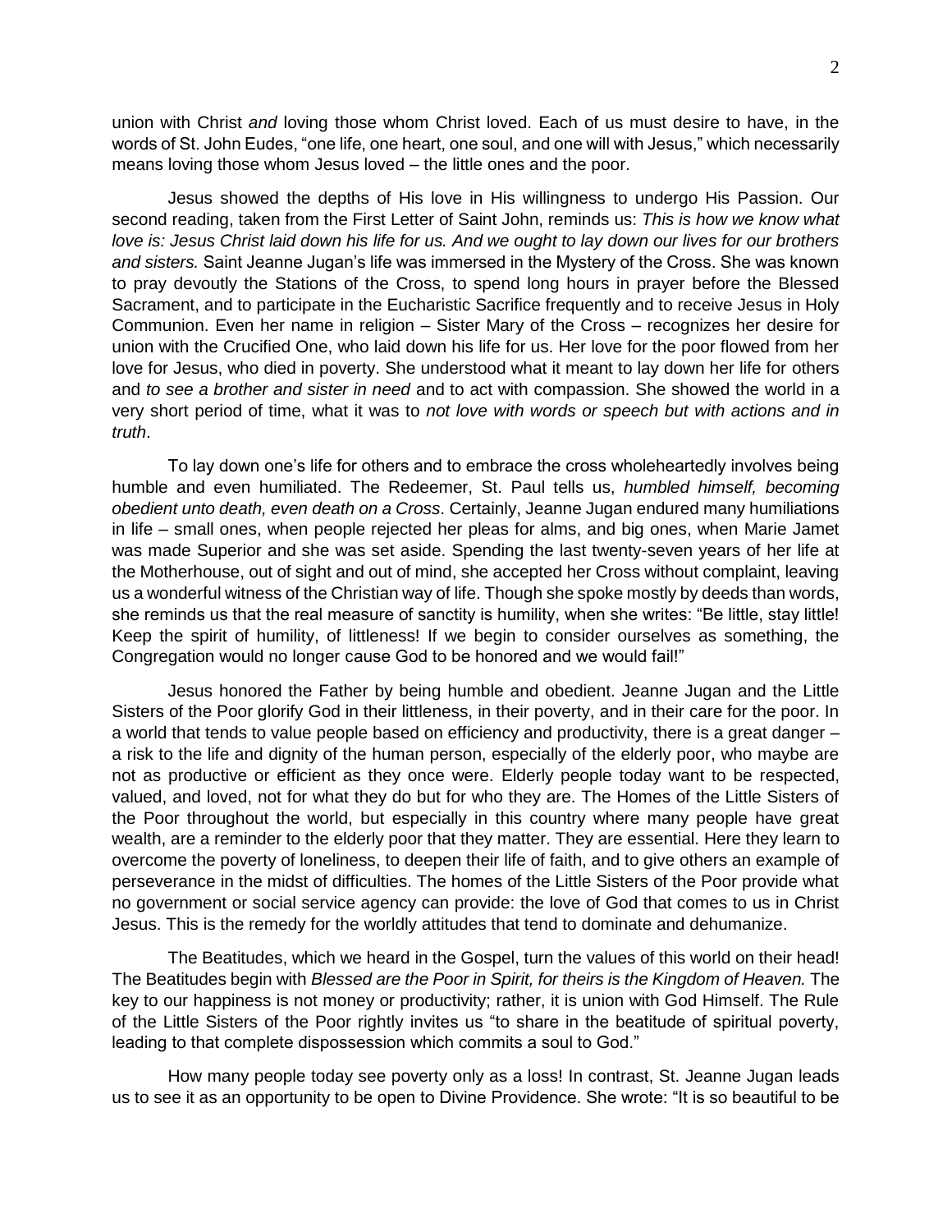union with Christ *and* loving those whom Christ loved. Each of us must desire to have, in the words of St. John Eudes, "one life, one heart, one soul, and one will with Jesus," which necessarily means loving those whom Jesus loved – the little ones and the poor.

Jesus showed the depths of His love in His willingness to undergo His Passion. Our second reading, taken from the First Letter of Saint John, reminds us: *This is how we know what love is: Jesus Christ laid down his life for us. And we ought to lay down our lives for our brothers and sisters.* Saint Jeanne Jugan's life was immersed in the Mystery of the Cross. She was known to pray devoutly the Stations of the Cross, to spend long hours in prayer before the Blessed Sacrament, and to participate in the Eucharistic Sacrifice frequently and to receive Jesus in Holy Communion. Even her name in religion – Sister Mary of the Cross – recognizes her desire for union with the Crucified One, who laid down his life for us. Her love for the poor flowed from her love for Jesus, who died in poverty. She understood what it meant to lay down her life for others and *to see a brother and sister in need* and to act with compassion. She showed the world in a very short period of time, what it was to *not love with words or speech but with actions and in truth*.

To lay down one's life for others and to embrace the cross wholeheartedly involves being humble and even humiliated. The Redeemer, St. Paul tells us, *humbled himself, becoming obedient unto death, even death on a Cross*. Certainly, Jeanne Jugan endured many humiliations in life – small ones, when people rejected her pleas for alms, and big ones, when Marie Jamet was made Superior and she was set aside. Spending the last twenty-seven years of her life at the Motherhouse, out of sight and out of mind, she accepted her Cross without complaint, leaving us a wonderful witness of the Christian way of life. Though she spoke mostly by deeds than words, she reminds us that the real measure of sanctity is humility, when she writes: "Be little, stay little! Keep the spirit of humility, of littleness! If we begin to consider ourselves as something, the Congregation would no longer cause God to be honored and we would fail!"

Jesus honored the Father by being humble and obedient. Jeanne Jugan and the Little Sisters of the Poor glorify God in their littleness, in their poverty, and in their care for the poor. In a world that tends to value people based on efficiency and productivity, there is a great danger – a risk to the life and dignity of the human person, especially of the elderly poor, who maybe are not as productive or efficient as they once were. Elderly people today want to be respected, valued, and loved, not for what they do but for who they are. The Homes of the Little Sisters of the Poor throughout the world, but especially in this country where many people have great wealth, are a reminder to the elderly poor that they matter. They are essential. Here they learn to overcome the poverty of loneliness, to deepen their life of faith, and to give others an example of perseverance in the midst of difficulties. The homes of the Little Sisters of the Poor provide what no government or social service agency can provide: the love of God that comes to us in Christ Jesus. This is the remedy for the worldly attitudes that tend to dominate and dehumanize.

The Beatitudes, which we heard in the Gospel, turn the values of this world on their head! The Beatitudes begin with *Blessed are the Poor in Spirit, for theirs is the Kingdom of Heaven.* The key to our happiness is not money or productivity; rather, it is union with God Himself. The Rule of the Little Sisters of the Poor rightly invites us "to share in the beatitude of spiritual poverty, leading to that complete dispossession which commits a soul to God."

How many people today see poverty only as a loss! In contrast, St. Jeanne Jugan leads us to see it as an opportunity to be open to Divine Providence. She wrote: "It is so beautiful to be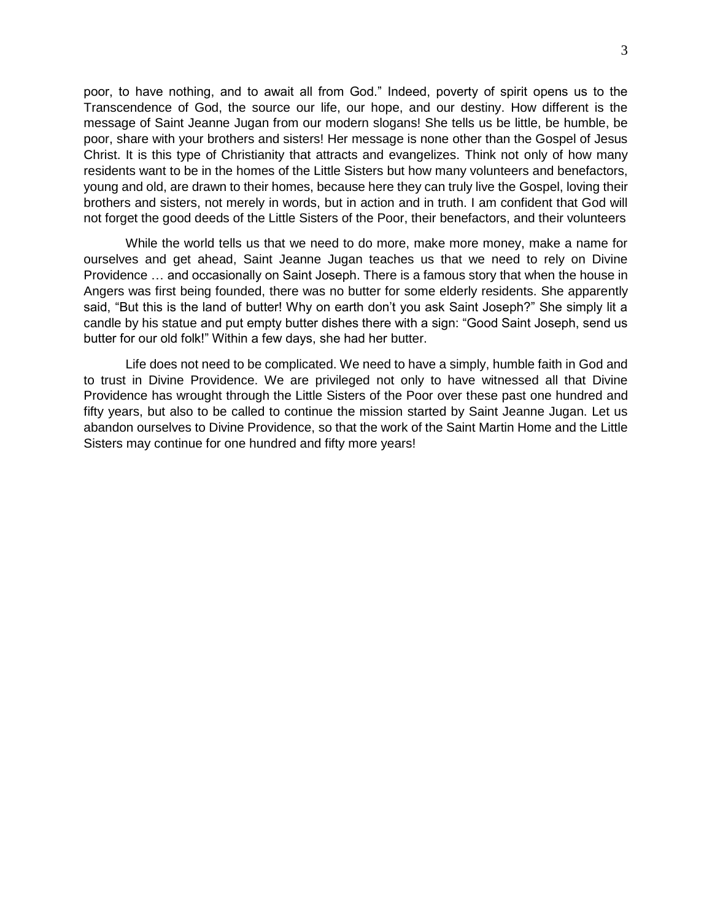poor, to have nothing, and to await all from God." Indeed, poverty of spirit opens us to the Transcendence of God, the source our life, our hope, and our destiny. How different is the message of Saint Jeanne Jugan from our modern slogans! She tells us be little, be humble, be poor, share with your brothers and sisters! Her message is none other than the Gospel of Jesus Christ. It is this type of Christianity that attracts and evangelizes. Think not only of how many residents want to be in the homes of the Little Sisters but how many volunteers and benefactors, young and old, are drawn to their homes, because here they can truly live the Gospel, loving their brothers and sisters, not merely in words, but in action and in truth. I am confident that God will not forget the good deeds of the Little Sisters of the Poor, their benefactors, and their volunteers

While the world tells us that we need to do more, make more money, make a name for ourselves and get ahead, Saint Jeanne Jugan teaches us that we need to rely on Divine Providence … and occasionally on Saint Joseph. There is a famous story that when the house in Angers was first being founded, there was no butter for some elderly residents. She apparently said, "But this is the land of butter! Why on earth don't you ask Saint Joseph?" She simply lit a candle by his statue and put empty butter dishes there with a sign: "Good Saint Joseph, send us butter for our old folk!" Within a few days, she had her butter.

Life does not need to be complicated. We need to have a simply, humble faith in God and to trust in Divine Providence. We are privileged not only to have witnessed all that Divine Providence has wrought through the Little Sisters of the Poor over these past one hundred and fifty years, but also to be called to continue the mission started by Saint Jeanne Jugan. Let us abandon ourselves to Divine Providence, so that the work of the Saint Martin Home and the Little Sisters may continue for one hundred and fifty more years!